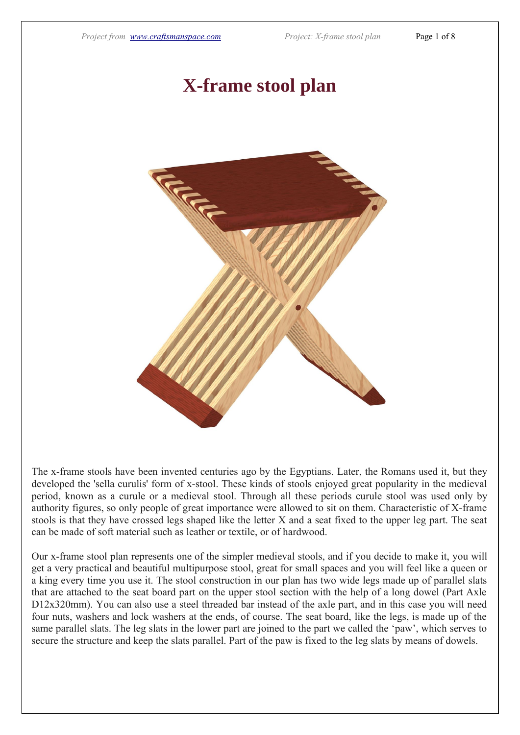# X-frame stool plan

The x-frame stools have been invented centuries ago by the Egyptians. Later, the Romans used it, but they developed the 'sella curulis' form of x-stool. These kinds of stools enjoyed great popularity in the medieval period, known as a curule or a medieval stool. Through all these periods curule stool was used only by authority figures, so only people of great importance were allowed to sit on them. Characteristic of X-frame stools is that they have crossed legs shaped like the letter X and a seat fixed to the upper leg part. The seat can be made of soft material such as leather or textile, or of hardwood.

Our x-frame stool plan represents one of the simpler medieval stools, and if you decide to make it, you will get a very practical and beautiful multipurpose stool, great for small spaces and you will feel like a queen or a king every time you use it. The stool construction in our plan has two wide legs made up of parallel slats that are attached to the seat board part on the upper stool section with the help of a long dowel (Part Axle D12x320mm). You can also use a steel threaded bar instead of the axle part, and in this case you will need four nuts, washers and lock washers at the ends, of course. The seat board, like the legs, is made up of the same parallel slats. The leg slats in the lower part are joined to the part we called the 'paw', which serves to secure the structure and keep the slats parallel. Part of the paw is fixed to the leg slats by means of dowels.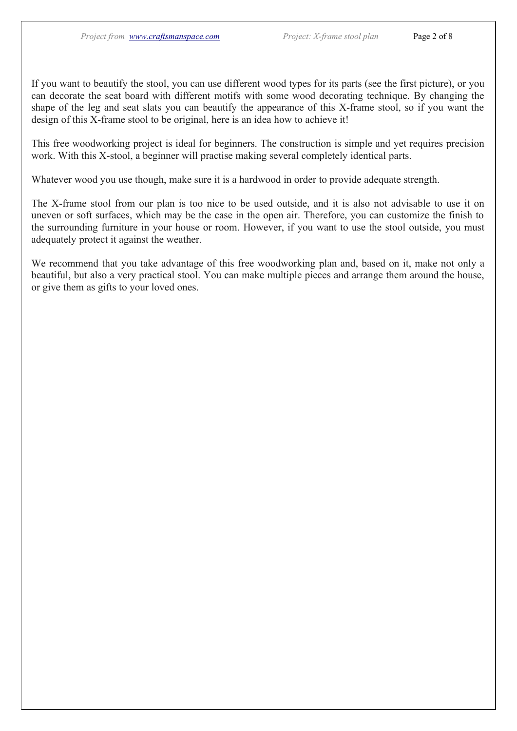If you want to beautify the stool, you can use different wood types for its parts (see the first picture), or you can decorate the seat board with different motifs with some wood decorating technique. By changing the shape of the leg and seat slats you can beautify the appearance of this X-frame stool, so if you want the design of this X-frame stool to be original, here is an idea how to achieve it!

This free woodworking project is ideal for beginners. The construction is simple and yet requires precision work. With this X-stool, a beginner will practise making several completely identical parts.

Whatever wood you use though, make sure it is a hardwood in order to provide adequate strength.

The X-frame stool from our plan is too nice to be used outside, and it is also not advisable to use it on uneven or soft surfaces, which may be the case in the open air. Therefore, you can customize the finish to the surrounding furniture in your house or room. However, if you want to use the stool outside, you must adequately protect it against the weather.

We recommend that you take advantage of this free woodworking plan and, based on it, make not only a beautiful, but also a very practical stool. You can make multiple pieces and arrange them around the house, or give them as gifts to your loved ones.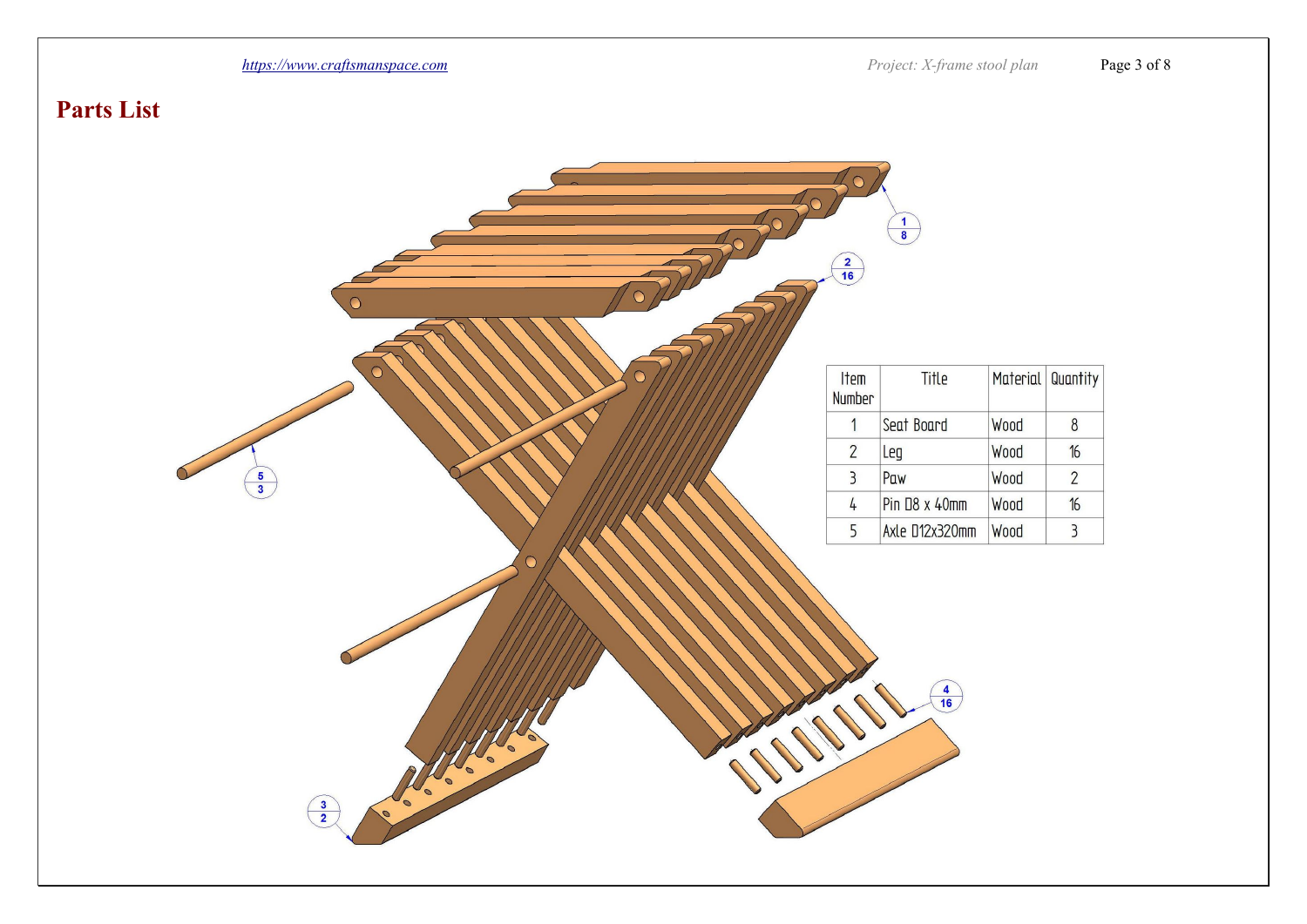# Parts List

| Item Number | Title | Material | Quantity |
|---|---|---|---|
| 1 | Seat Board | Wood | 8 |
| 2 | Leg | Wood | 16 |
| 3 | Paw | Wood | 2 |
| 4 | Pin D8 x 40mm | Wood | 16 |
| 5 | Axle D12x320mm | Wood | 3 |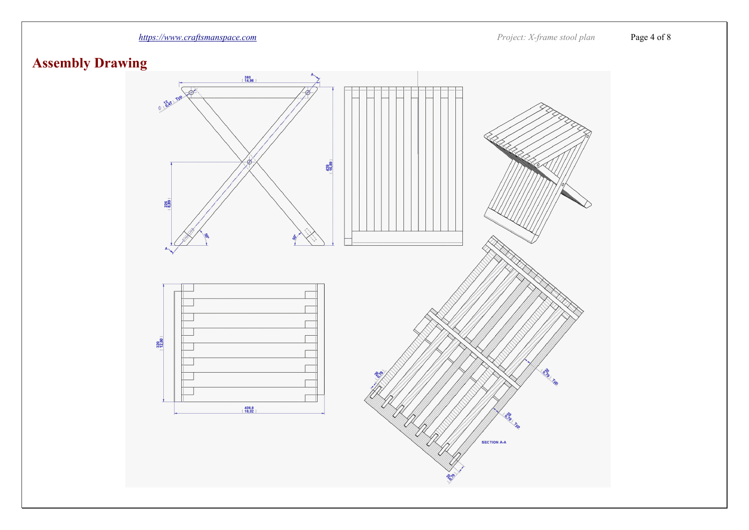# Assembly Drawing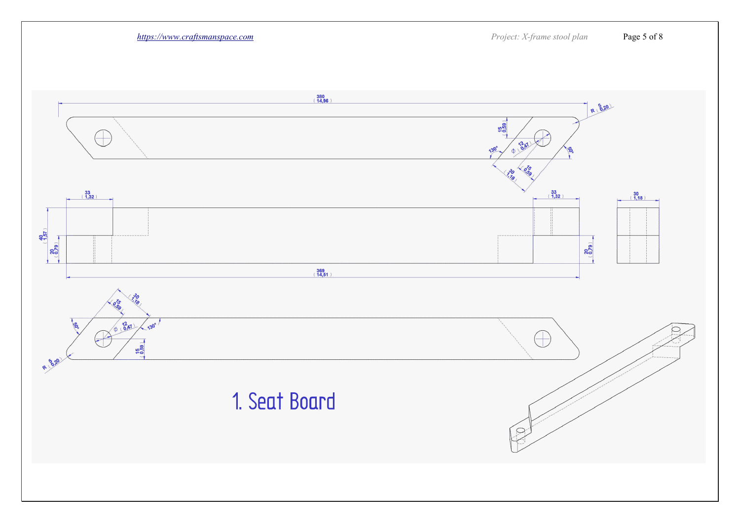380
( 14,96 )

R 5 ( 0,20 )

15 ( 0,59 )

130°

∅ 12 ( 0,47 )

50°

15 ( 0,59 )

30 ( 1,18 )

33 ( 1,32 )

33 ( 1,32 )

30 ( 1,18 )

40 ( 1,57 )

20 ( 0,79 )

20 ( 0,79 )

369 ( 14,51 )

30 ( 1,18 )

15 ( 0,59 )

50°

∅ 12 ( 0,47 )

130°

15 ( 0,59 )

R 5 ( 0,20 )

# 1. Seat Board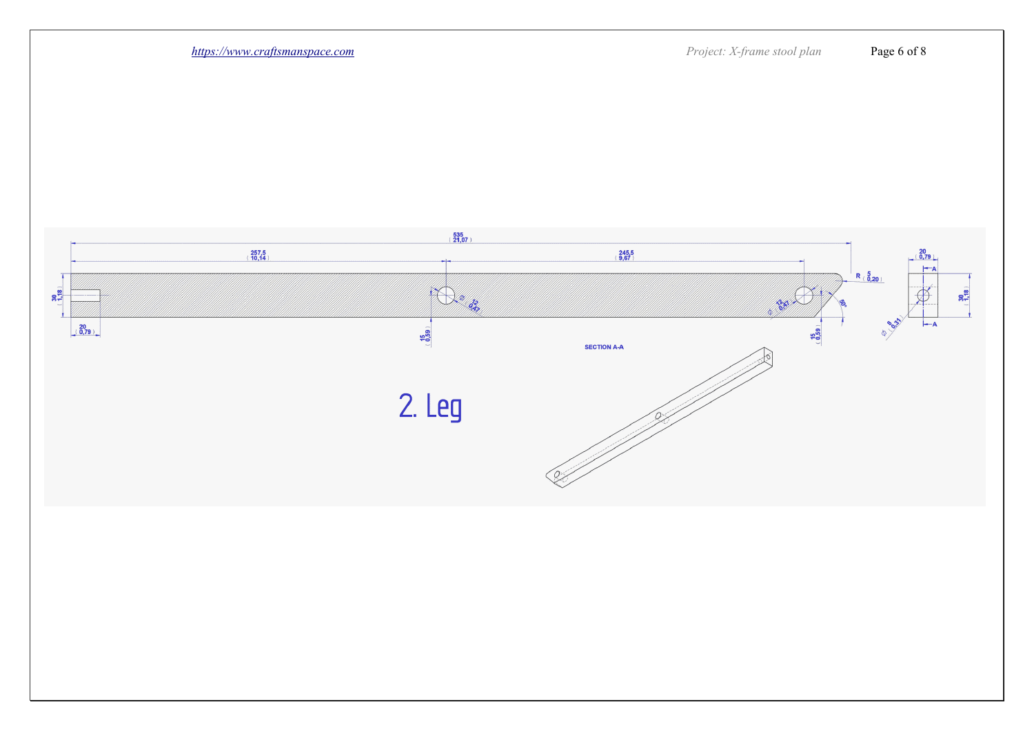## 2. Leg

535 (21,07)

257,5 (10,14)

245,5 (9,67)

R 5 (0,20)

20 (0,79)

30 (1,18)

Ø 12 (0,47)

Ø 12 (0,47)

50°

15 (0,59)

15 (0,59)

20 (0,79)

30 (1,18)

Ø 8 (0,31)

SECTION A-A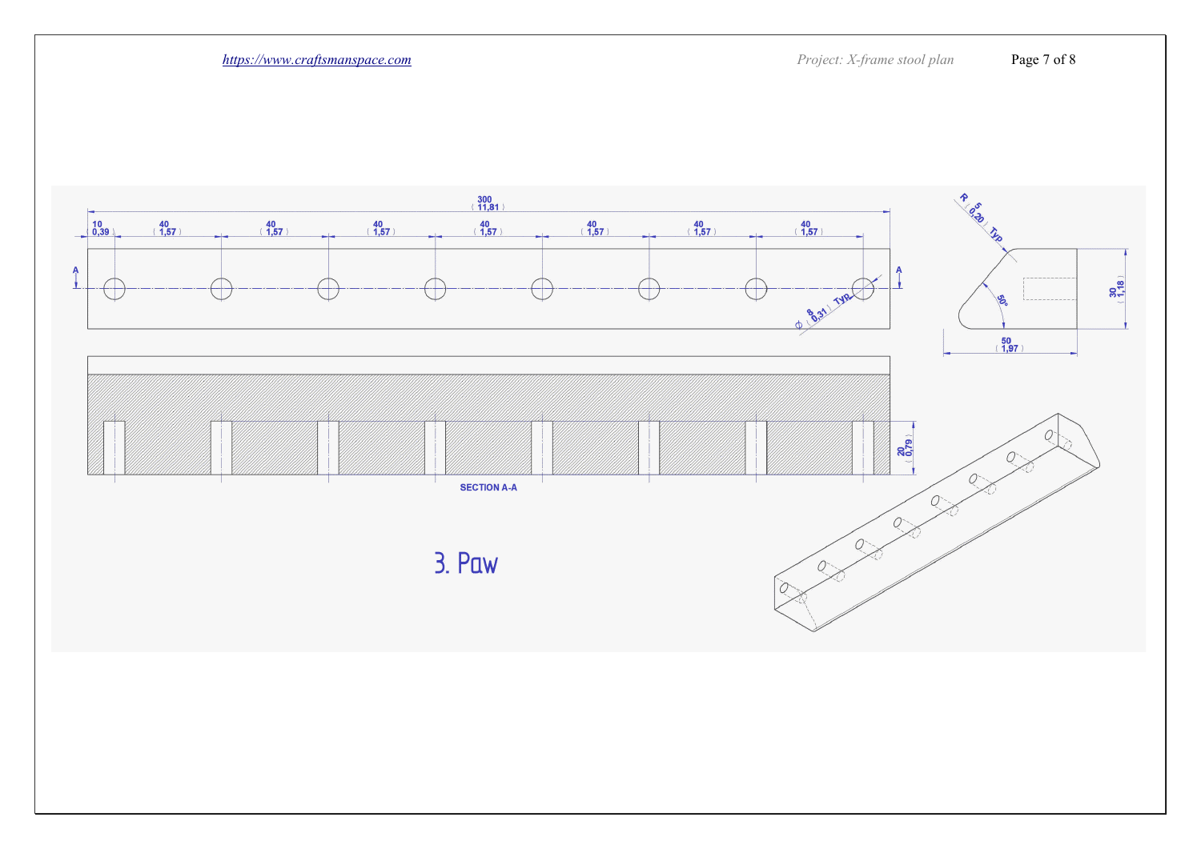300
( 11,81 )

10
( 0,39 )

40
( 1,57 )

40
( 1,57 )

40
( 1,57 )

40
( 1,57 )

40
( 1,57 )

40
( 1,57 )

40
( 1,57 )

A

A

Ø 8 ( 0,31 ) Typ.

R 5 ( 0,20 ) Typ.

50°

30
( 1,18 )

50
( 1,97 )

20
( 0,79 )

SECTION A-A

# 3. Paw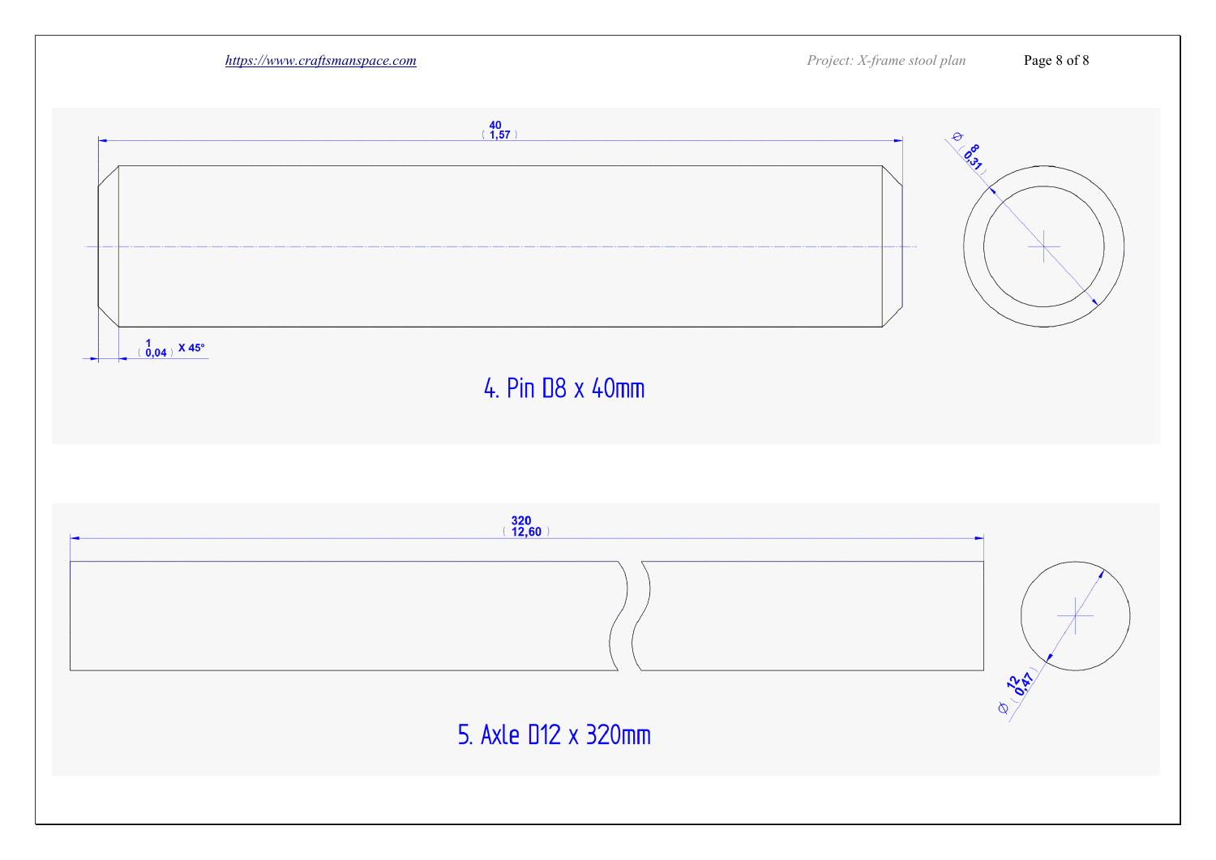40
( 1,57 )

Ø 8
( 0,31 )

1
( 0,04 ) X 45°

4. Pin D8 x 40mm

320
( 12,60 )

Ø 12
( 0,47 )

5. Axle D12 x 320mm